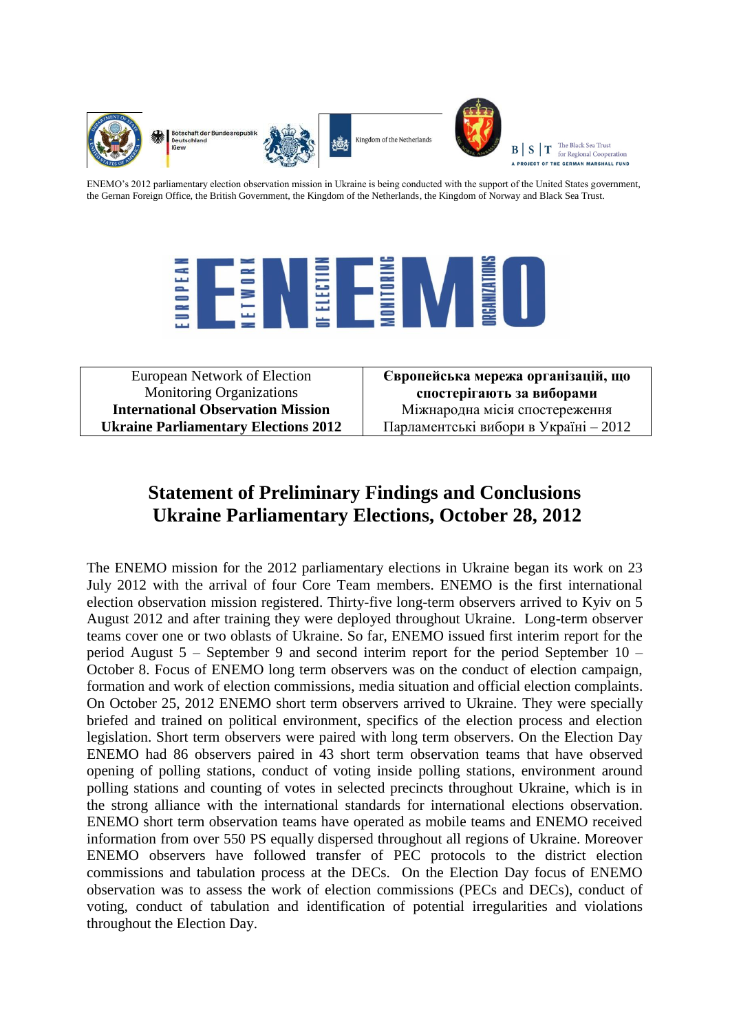ENEMO's 2012 parliamentary election observation mission in Ukraine is being conducted with the support of the United States government, the Gernan Foreign Office, the British Government, the Kingdom of the Netherlands, the Kingdom of Norway and Black Sea Trust.

| European Network of Election Monitoring Organizations **International Observation Mission** **Ukraine Parliamentary Elections 2012** | **Європейська мережа організацій, що спостерігають за виборами** Міжнародна місія спостереження Парламентські вибори в Україні – 2012 |
|---|---|

# Statement of Preliminary Findings and Conclusions Ukraine Parliamentary Elections, October 28, 2012

The ENEMO mission for the 2012 parliamentary elections in Ukraine began its work on 23 July 2012 with the arrival of four Core Team members. ENEMO is the first international election observation mission registered. Thirty-five long-term observers arrived to Kyiv on 5 August 2012 and after training they were deployed throughout Ukraine. Long-term observer teams cover one or two oblasts of Ukraine. So far, ENEMO issued first interim report for the period August 5 – September 9 and second interim report for the period September 10 – October 8. Focus of ENEMO long term observers was on the conduct of election campaign, formation and work of election commissions, media situation and official election complaints. On October 25, 2012 ENEMO short term observers arrived to Ukraine. They were specially briefed and trained on political environment, specifics of the election process and election legislation. Short term observers were paired with long term observers. On the Election Day ENEMO had 86 observers paired in 43 short term observation teams that have observed opening of polling stations, conduct of voting inside polling stations, environment around polling stations and counting of votes in selected precincts throughout Ukraine, which is in the strong alliance with the international standards for international elections observation. ENEMO short term observation teams have operated as mobile teams and ENEMO received information from over 550 PS equally dispersed throughout all regions of Ukraine. Moreover ENEMO observers have followed transfer of PEC protocols to the district election commissions and tabulation process at the DECs. On the Election Day focus of ENEMO observation was to assess the work of election commissions (PECs and DECs), conduct of voting, conduct of tabulation and identification of potential irregularities and violations throughout the Election Day.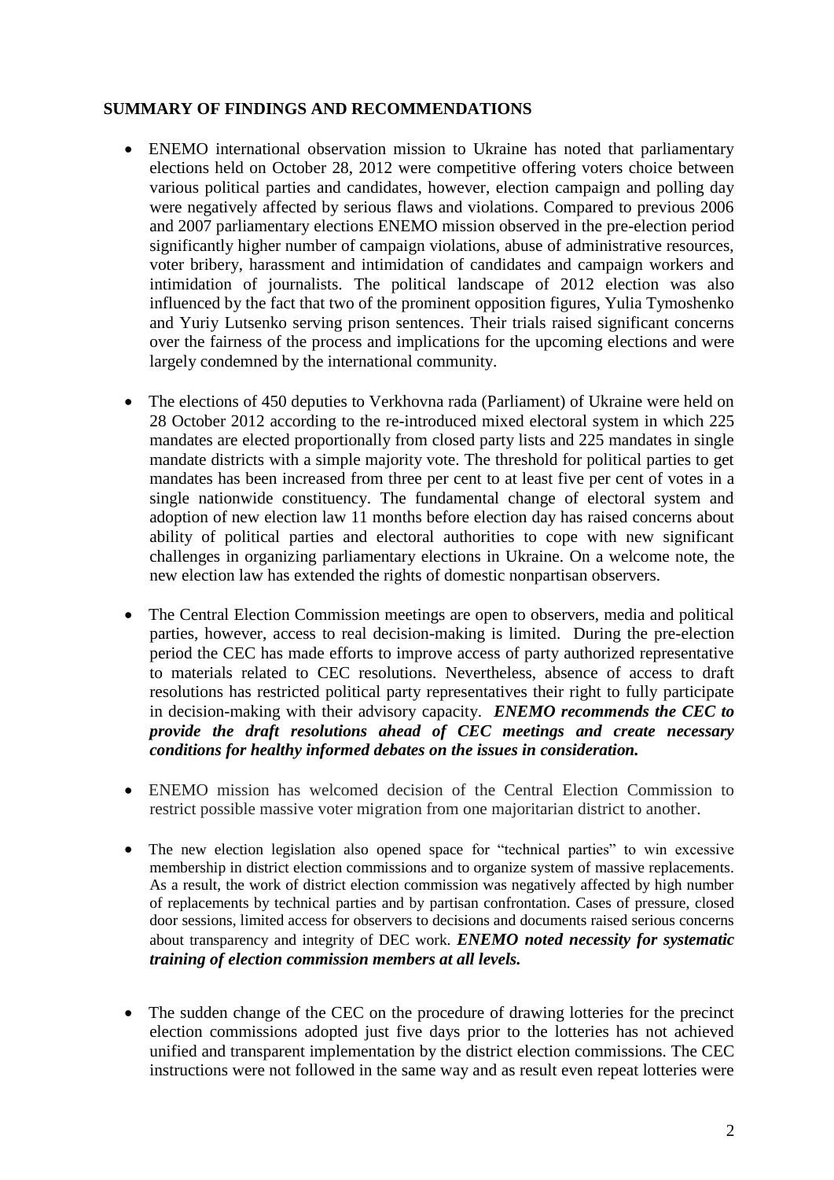## SUMMARY OF FINDINGS AND RECOMMENDATIONS

- ENEMO international observation mission to Ukraine has noted that parliamentary elections held on October 28, 2012 were competitive offering voters choice between various political parties and candidates, however, election campaign and polling day were negatively affected by serious flaws and violations. Compared to previous 2006 and 2007 parliamentary elections ENEMO mission observed in the pre-election period significantly higher number of campaign violations, abuse of administrative resources, voter bribery, harassment and intimidation of candidates and campaign workers and intimidation of journalists. The political landscape of 2012 election was also influenced by the fact that two of the prominent opposition figures, Yulia Tymoshenko and Yuriy Lutsenko serving prison sentences. Their trials raised significant concerns over the fairness of the process and implications for the upcoming elections and were largely condemned by the international community.

- The elections of 450 deputies to Verkhovna rada (Parliament) of Ukraine were held on 28 October 2012 according to the re-introduced mixed electoral system in which 225 mandates are elected proportionally from closed party lists and 225 mandates in single mandate districts with a simple majority vote. The threshold for political parties to get mandates has been increased from three per cent to at least five per cent of votes in a single nationwide constituency. The fundamental change of electoral system and adoption of new election law 11 months before election day has raised concerns about ability of political parties and electoral authorities to cope with new significant challenges in organizing parliamentary elections in Ukraine. On a welcome note, the new election law has extended the rights of domestic nonpartisan observers.

- The Central Election Commission meetings are open to observers, media and political parties, however, access to real decision-making is limited. During the pre-election period the CEC has made efforts to improve access of party authorized representative to materials related to CEC resolutions. Nevertheless, absence of access to draft resolutions has restricted political party representatives their right to fully participate in decision-making with their advisory capacity. ***ENEMO recommends the CEC to provide the draft resolutions ahead of CEC meetings and create necessary conditions for healthy informed debates on the issues in consideration.***

- ENEMO mission has welcomed decision of the Central Election Commission to restrict possible massive voter migration from one majoritarian district to another.

- The new election legislation also opened space for "technical parties" to win excessive membership in district election commissions and to organize system of massive replacements. As a result, the work of district election commission was negatively affected by high number of replacements by technical parties and by partisan confrontation. Cases of pressure, closed door sessions, limited access for observers to decisions and documents raised serious concerns about transparency and integrity of DEC work. ***ENEMO noted necessity for systematic training of election commission members at all levels.***

- The sudden change of the CEC on the procedure of drawing lotteries for the precinct election commissions adopted just five days prior to the lotteries has not achieved unified and transparent implementation by the district election commissions. The CEC instructions were not followed in the same way and as result even repeat lotteries were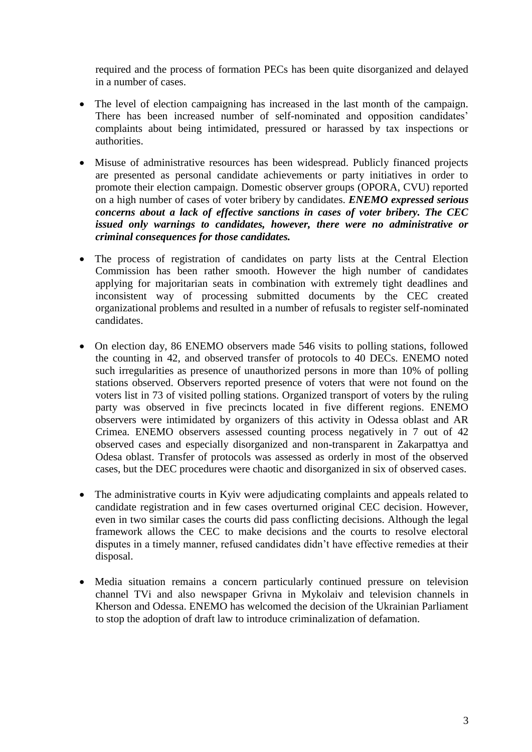required and the process of formation PECs has been quite disorganized and delayed in a number of cases.

- The level of election campaigning has increased in the last month of the campaign. There has been increased number of self-nominated and opposition candidates' complaints about being intimidated, pressured or harassed by tax inspections or authorities.

- Misuse of administrative resources has been widespread. Publicly financed projects are presented as personal candidate achievements or party initiatives in order to promote their election campaign. Domestic observer groups (OPORA, CVU) reported on a high number of cases of voter bribery by candidates. ***ENEMO expressed serious concerns about a lack of effective sanctions in cases of voter bribery. The CEC issued only warnings to candidates, however, there were no administrative or criminal consequences for those candidates.***

- The process of registration of candidates on party lists at the Central Election Commission has been rather smooth. However the high number of candidates applying for majoritarian seats in combination with extremely tight deadlines and inconsistent way of processing submitted documents by the CEC created organizational problems and resulted in a number of refusals to register self-nominated candidates.

- On election day, 86 ENEMO observers made 546 visits to polling stations, followed the counting in 42, and observed transfer of protocols to 40 DECs. ENEMO noted such irregularities as presence of unauthorized persons in more than 10% of polling stations observed. Observers reported presence of voters that were not found on the voters list in 73 of visited polling stations. Organized transport of voters by the ruling party was observed in five precincts located in five different regions. ENEMO observers were intimidated by organizers of this activity in Odessa oblast and AR Crimea. ENEMO observers assessed counting process negatively in 7 out of 42 observed cases and especially disorganized and non-transparent in Zakarpattya and Odesa oblast. Transfer of protocols was assessed as orderly in most of the observed cases, but the DEC procedures were chaotic and disorganized in six of observed cases.

- The administrative courts in Kyiv were adjudicating complaints and appeals related to candidate registration and in few cases overturned original CEC decision. However, even in two similar cases the courts did pass conflicting decisions. Although the legal framework allows the CEC to make decisions and the courts to resolve electoral disputes in a timely manner, refused candidates didn't have effective remedies at their disposal.

- Media situation remains a concern particularly continued pressure on television channel TVi and also newspaper Grivna in Mykolaiv and television channels in Kherson and Odessa. ENEMO has welcomed the decision of the Ukrainian Parliament to stop the adoption of draft law to introduce criminalization of defamation.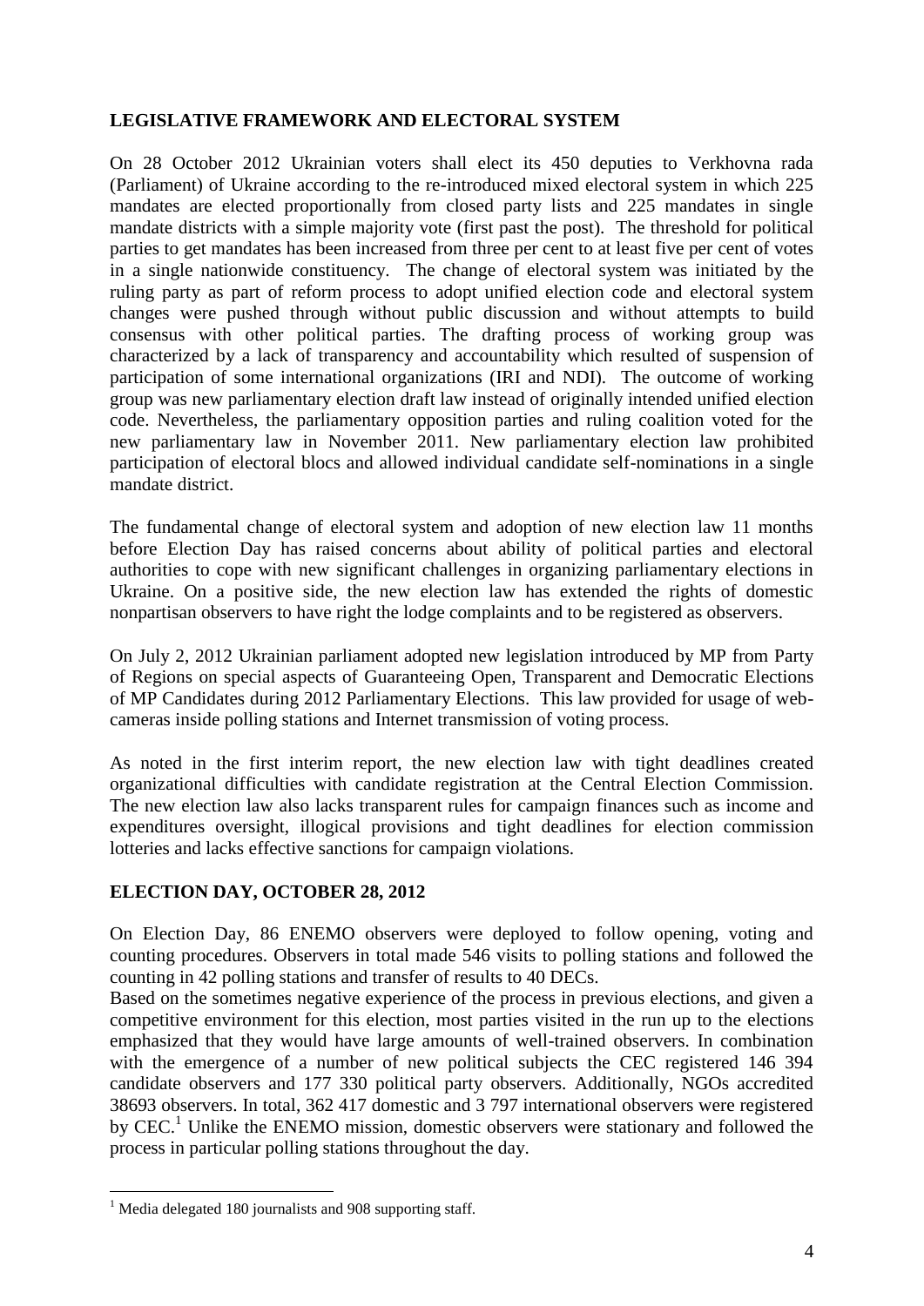## LEGISLATIVE FRAMEWORK AND ELECTORAL SYSTEM

On 28 October 2012 Ukrainian voters shall elect its 450 deputies to Verkhovna rada (Parliament) of Ukraine according to the re-introduced mixed electoral system in which 225 mandates are elected proportionally from closed party lists and 225 mandates in single mandate districts with a simple majority vote (first past the post). The threshold for political parties to get mandates has been increased from three per cent to at least five per cent of votes in a single nationwide constituency. The change of electoral system was initiated by the ruling party as part of reform process to adopt unified election code and electoral system changes were pushed through without public discussion and without attempts to build consensus with other political parties. The drafting process of working group was characterized by a lack of transparency and accountability which resulted of suspension of participation of some international organizations (IRI and NDI). The outcome of working group was new parliamentary election draft law instead of originally intended unified election code. Nevertheless, the parliamentary opposition parties and ruling coalition voted for the new parliamentary law in November 2011. New parliamentary election law prohibited participation of electoral blocs and allowed individual candidate self-nominations in a single mandate district.

The fundamental change of electoral system and adoption of new election law 11 months before Election Day has raised concerns about ability of political parties and electoral authorities to cope with new significant challenges in organizing parliamentary elections in Ukraine. On a positive side, the new election law has extended the rights of domestic nonpartisan observers to have right the lodge complaints and to be registered as observers.

On July 2, 2012 Ukrainian parliament adopted new legislation introduced by MP from Party of Regions on special aspects of Guaranteeing Open, Transparent and Democratic Elections of MP Candidates during 2012 Parliamentary Elections. This law provided for usage of web-cameras inside polling stations and Internet transmission of voting process.

As noted in the first interim report, the new election law with tight deadlines created organizational difficulties with candidate registration at the Central Election Commission. The new election law also lacks transparent rules for campaign finances such as income and expenditures oversight, illogical provisions and tight deadlines for election commission lotteries and lacks effective sanctions for campaign violations.

## ELECTION DAY, OCTOBER 28, 2012

On Election Day, 86 ENEMO observers were deployed to follow opening, voting and counting procedures. Observers in total made 546 visits to polling stations and followed the counting in 42 polling stations and transfer of results to 40 DECs.

Based on the sometimes negative experience of the process in previous elections, and given a competitive environment for this election, most parties visited in the run up to the elections emphasized that they would have large amounts of well-trained observers. In combination with the emergence of a number of new political subjects the CEC registered 146 394 candidate observers and 177 330 political party observers. Additionally, NGOs accredited 38693 observers. In total, 362 417 domestic and 3 797 international observers were registered by CEC.[1] Unlike the ENEMO mission, domestic observers were stationary and followed the process in particular polling stations throughout the day.

[1] Media delegated 180 journalists and 908 supporting staff.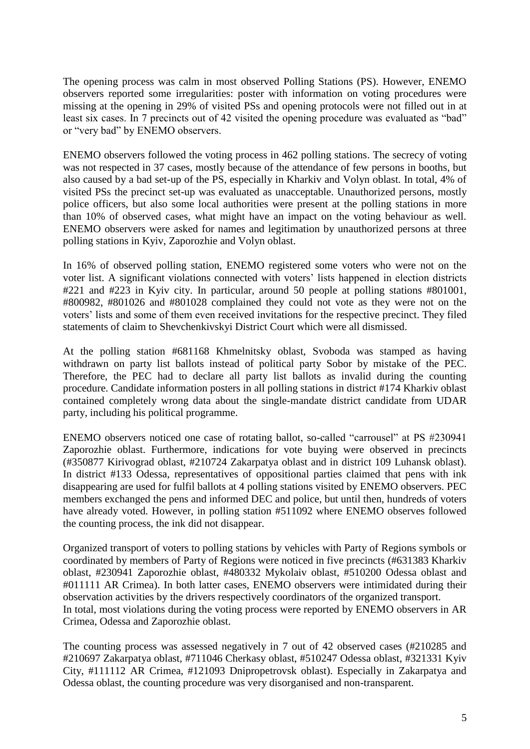The opening process was calm in most observed Polling Stations (PS). However, ENEMO observers reported some irregularities: poster with information on voting procedures were missing at the opening in 29% of visited PSs and opening protocols were not filled out in at least six cases. In 7 precincts out of 42 visited the opening procedure was evaluated as "bad" or "very bad" by ENEMO observers.

ENEMO observers followed the voting process in 462 polling stations. The secrecy of voting was not respected in 37 cases, mostly because of the attendance of few persons in booths, but also caused by a bad set-up of the PS, especially in Kharkiv and Volyn oblast. In total, 4% of visited PSs the precinct set-up was evaluated as unacceptable. Unauthorized persons, mostly police officers, but also some local authorities were present at the polling stations in more than 10% of observed cases, what might have an impact on the voting behaviour as well. ENEMO observers were asked for names and legitimation by unauthorized persons at three polling stations in Kyiv, Zaporozhie and Volyn oblast.

In 16% of observed polling station, ENEMO registered some voters who were not on the voter list. A significant violations connected with voters' lists happened in election districts #221 and #223 in Kyiv city. In particular, around 50 people at polling stations #801001, #800982, #801026 and #801028 complained they could not vote as they were not on the voters' lists and some of them even received invitations for the respective precinct. They filed statements of claim to Shevchenkivskyi District Court which were all dismissed.

At the polling station #681168 Khmelnitsky oblast, Svoboda was stamped as having withdrawn on party list ballots instead of political party Sobor by mistake of the PEC. Therefore, the PEC had to declare all party list ballots as invalid during the counting procedure. Candidate information posters in all polling stations in district #174 Kharkiv oblast contained completely wrong data about the single-mandate district candidate from UDAR party, including his political programme.

ENEMO observers noticed one case of rotating ballot, so-called "carrousel" at PS #230941 Zaporozhie oblast. Furthermore, indications for vote buying were observed in precincts (#350877 Kirivograd oblast, #210724 Zakarpatya oblast and in district 109 Luhansk oblast). In district #133 Odessa, representatives of oppositional parties claimed that pens with ink disappearing are used for fulfil ballots at 4 polling stations visited by ENEMO observers. PEC members exchanged the pens and informed DEC and police, but until then, hundreds of voters have already voted. However, in polling station #511092 where ENEMO observes followed the counting process, the ink did not disappear.

Organized transport of voters to polling stations by vehicles with Party of Regions symbols or coordinated by members of Party of Regions were noticed in five precincts (#631383 Kharkiv oblast, #230941 Zaporozhie oblast, #480332 Mykolaiv oblast, #510200 Odessa oblast and #011111 AR Crimea). In both latter cases, ENEMO observers were intimidated during their observation activities by the drivers respectively coordinators of the organized transport.
In total, most violations during the voting process were reported by ENEMO observers in AR Crimea, Odessa and Zaporozhie oblast.

The counting process was assessed negatively in 7 out of 42 observed cases (#210285 and #210697 Zakarpatya oblast, #711046 Cherkasy oblast, #510247 Odessa oblast, #321331 Kyiv City, #111112 AR Crimea, #121093 Dnipropetrovsk oblast). Especially in Zakarpatya and Odessa oblast, the counting procedure was very disorganised and non-transparent.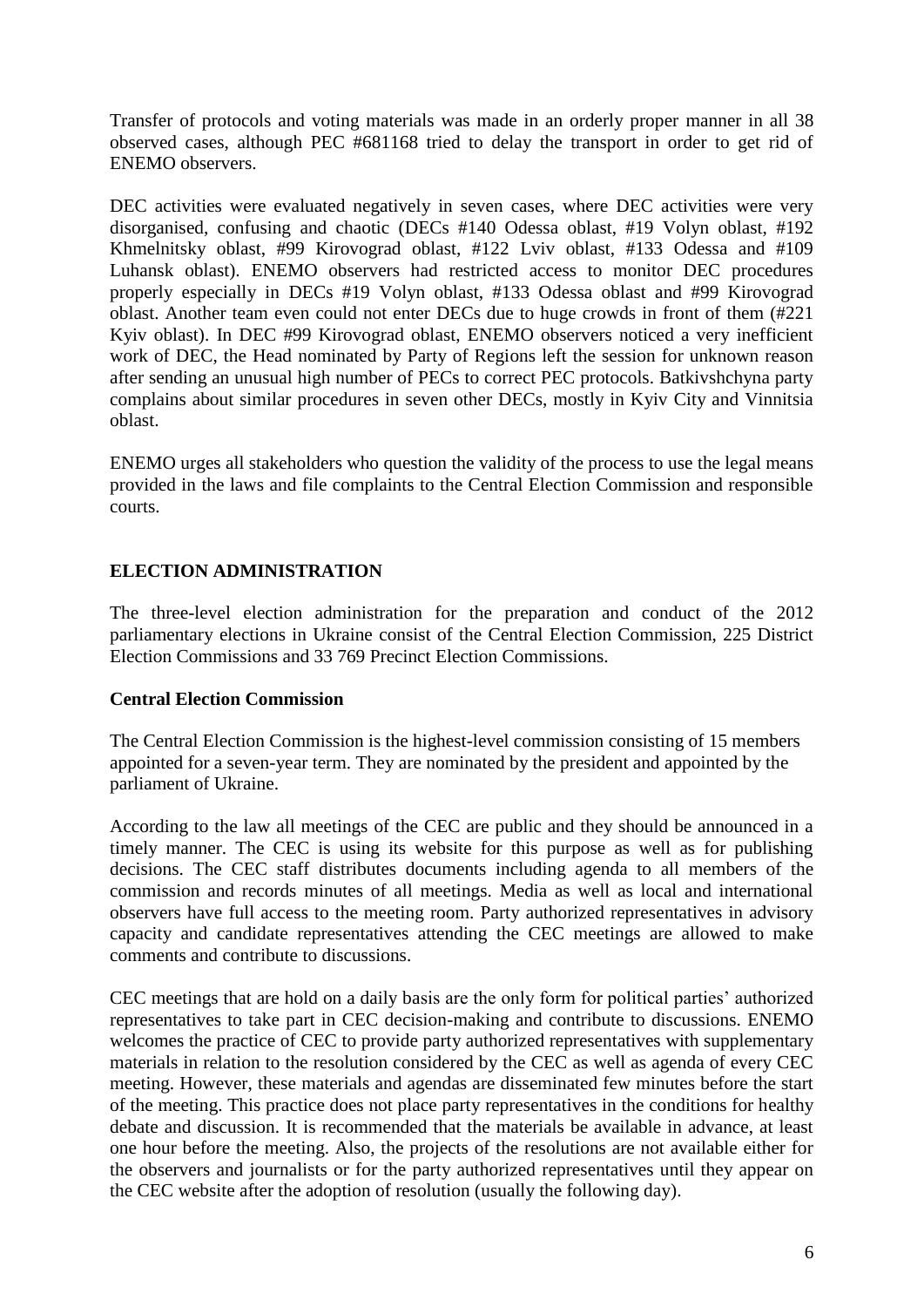Transfer of protocols and voting materials was made in an orderly proper manner in all 38 observed cases, although PEC #681168 tried to delay the transport in order to get rid of ENEMO observers.

DEC activities were evaluated negatively in seven cases, where DEC activities were very disorganised, confusing and chaotic (DECs #140 Odessa oblast, #19 Volyn oblast, #192 Khmelnitsky oblast, #99 Kirovograd oblast, #122 Lviv oblast, #133 Odessa and #109 Luhansk oblast). ENEMO observers had restricted access to monitor DEC procedures properly especially in DECs #19 Volyn oblast, #133 Odessa oblast and #99 Kirovograd oblast. Another team even could not enter DECs due to huge crowds in front of them (#221 Kyiv oblast). In DEC #99 Kirovograd oblast, ENEMO observers noticed a very inefficient work of DEC, the Head nominated by Party of Regions left the session for unknown reason after sending an unusual high number of PECs to correct PEC protocols. Batkivshchyna party complains about similar procedures in seven other DECs, mostly in Kyiv City and Vinnitsia oblast.

ENEMO urges all stakeholders who question the validity of the process to use the legal means provided in the laws and file complaints to the Central Election Commission and responsible courts.

## ELECTION ADMINISTRATION

The three-level election administration for the preparation and conduct of the 2012 parliamentary elections in Ukraine consist of the Central Election Commission, 225 District Election Commissions and 33 769 Precinct Election Commissions.

### Central Election Commission

The Central Election Commission is the highest-level commission consisting of 15 members appointed for a seven-year term. They are nominated by the president and appointed by the parliament of Ukraine.

According to the law all meetings of the CEC are public and they should be announced in a timely manner. The CEC is using its website for this purpose as well as for publishing decisions. The CEC staff distributes documents including agenda to all members of the commission and records minutes of all meetings. Media as well as local and international observers have full access to the meeting room. Party authorized representatives in advisory capacity and candidate representatives attending the CEC meetings are allowed to make comments and contribute to discussions.

CEC meetings that are hold on a daily basis are the only form for political parties' authorized representatives to take part in CEC decision-making and contribute to discussions. ENEMO welcomes the practice of CEC to provide party authorized representatives with supplementary materials in relation to the resolution considered by the CEC as well as agenda of every CEC meeting. However, these materials and agendas are disseminated few minutes before the start of the meeting. This practice does not place party representatives in the conditions for healthy debate and discussion. It is recommended that the materials be available in advance, at least one hour before the meeting. Also, the projects of the resolutions are not available either for the observers and journalists or for the party authorized representatives until they appear on the CEC website after the adoption of resolution (usually the following day).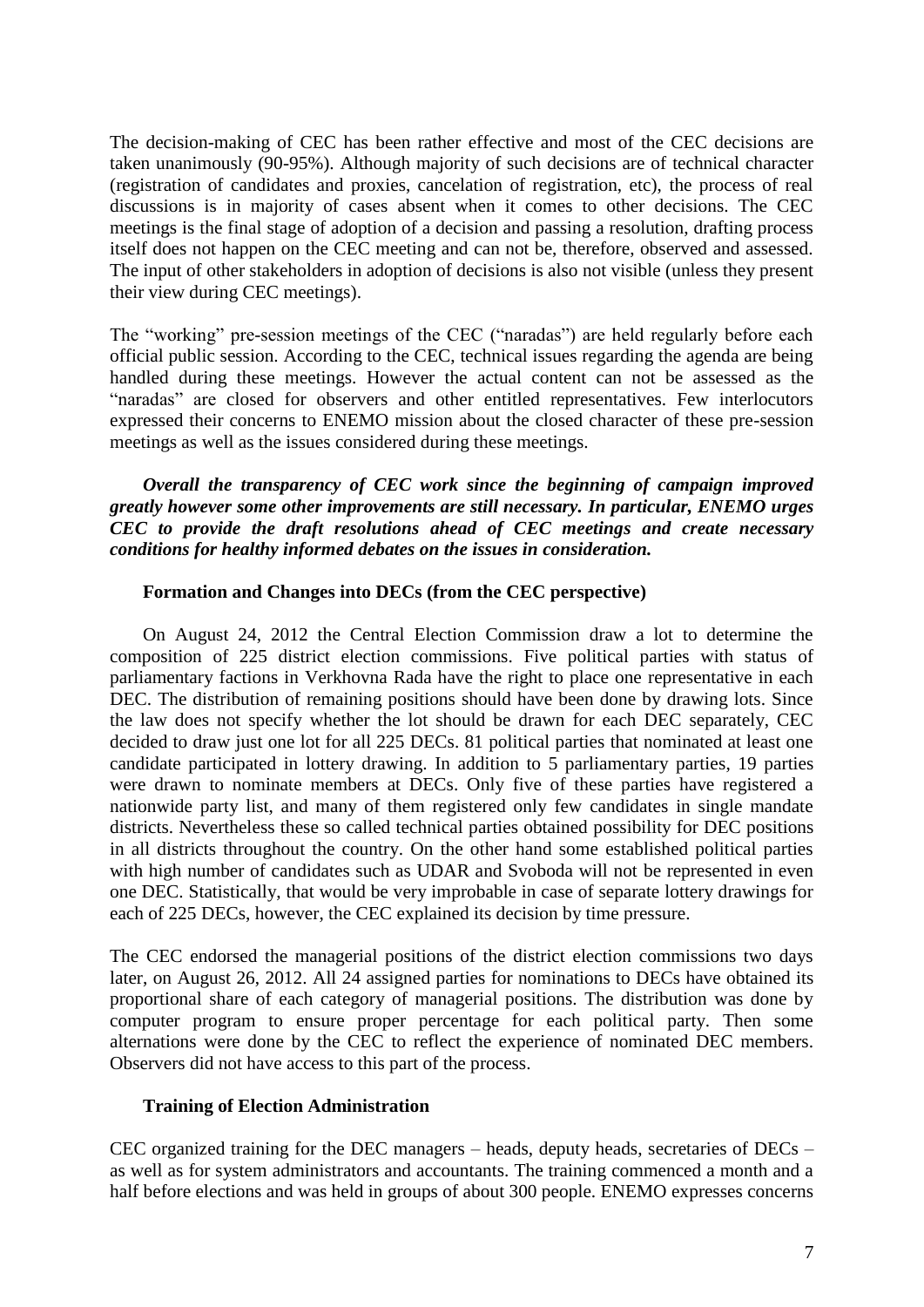The decision-making of CEC has been rather effective and most of the CEC decisions are taken unanimously (90-95%). Although majority of such decisions are of technical character (registration of candidates and proxies, cancelation of registration, etc), the process of real discussions is in majority of cases absent when it comes to other decisions. The CEC meetings is the final stage of adoption of a decision and passing a resolution, drafting process itself does not happen on the CEC meeting and can not be, therefore, observed and assessed. The input of other stakeholders in adoption of decisions is also not visible (unless they present their view during CEC meetings).

The "working" pre-session meetings of the CEC ("naradas") are held regularly before each official public session. According to the CEC, technical issues regarding the agenda are being handled during these meetings. However the actual content can not be assessed as the "naradas" are closed for observers and other entitled representatives. Few interlocutors expressed their concerns to ENEMO mission about the closed character of these pre-session meetings as well as the issues considered during these meetings.

***Overall the transparency of CEC work since the beginning of campaign improved greatly however some other improvements are still necessary. In particular, ENEMO urges CEC to provide the draft resolutions ahead of CEC meetings and create necessary conditions for healthy informed debates on the issues in consideration.***

### Formation and Changes into DECs (from the CEC perspective)

On August 24, 2012 the Central Election Commission draw a lot to determine the composition of 225 district election commissions. Five political parties with status of parliamentary factions in Verkhovna Rada have the right to place one representative in each DEC. The distribution of remaining positions should have been done by drawing lots. Since the law does not specify whether the lot should be drawn for each DEC separately, CEC decided to draw just one lot for all 225 DECs. 81 political parties that nominated at least one candidate participated in lottery drawing. In addition to 5 parliamentary parties, 19 parties were drawn to nominate members at DECs. Only five of these parties have registered a nationwide party list, and many of them registered only few candidates in single mandate districts. Nevertheless these so called technical parties obtained possibility for DEC positions in all districts throughout the country. On the other hand some established political parties with high number of candidates such as UDAR and Svoboda will not be represented in even one DEC. Statistically, that would be very improbable in case of separate lottery drawings for each of 225 DECs, however, the CEC explained its decision by time pressure.

The CEC endorsed the managerial positions of the district election commissions two days later, on August 26, 2012. All 24 assigned parties for nominations to DECs have obtained its proportional share of each category of managerial positions. The distribution was done by computer program to ensure proper percentage for each political party. Then some alternations were done by the CEC to reflect the experience of nominated DEC members. Observers did not have access to this part of the process.

### Training of Election Administration

CEC organized training for the DEC managers – heads, deputy heads, secretaries of DECs – as well as for system administrators and accountants. The training commenced a month and a half before elections and was held in groups of about 300 people. ENEMO expresses concerns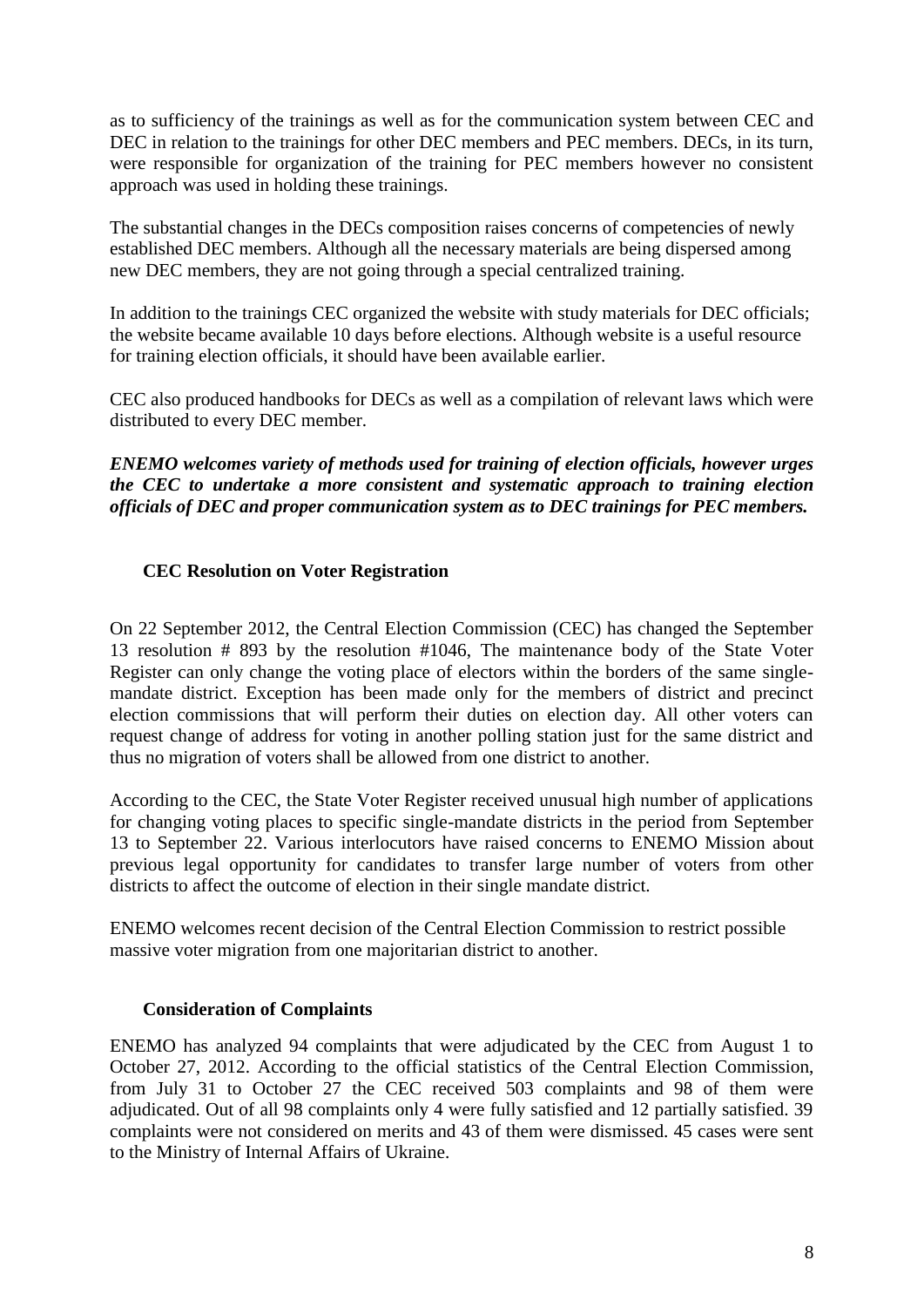as to sufficiency of the trainings as well as for the communication system between CEC and DEC in relation to the trainings for other DEC members and PEC members. DECs, in its turn, were responsible for organization of the training for PEC members however no consistent approach was used in holding these trainings.

The substantial changes in the DECs composition raises concerns of competencies of newly established DEC members. Although all the necessary materials are being dispersed among new DEC members, they are not going through a special centralized training.

In addition to the trainings CEC organized the website with study materials for DEC officials; the website became available 10 days before elections. Although website is a useful resource for training election officials, it should have been available earlier.

CEC also produced handbooks for DECs as well as a compilation of relevant laws which were distributed to every DEC member.

***ENEMO welcomes variety of methods used for training of election officials, however urges the CEC to undertake a more consistent and systematic approach to training election officials of DEC and proper communication system as to DEC trainings for PEC members.***

### CEC Resolution on Voter Registration

On 22 September 2012, the Central Election Commission (CEC) has changed the September 13 resolution # 893 by the resolution #1046, The maintenance body of the State Voter Register can only change the voting place of electors within the borders of the same single-mandate district. Exception has been made only for the members of district and precinct election commissions that will perform their duties on election day. All other voters can request change of address for voting in another polling station just for the same district and thus no migration of voters shall be allowed from one district to another.

According to the CEC, the State Voter Register received unusual high number of applications for changing voting places to specific single-mandate districts in the period from September 13 to September 22. Various interlocutors have raised concerns to ENEMO Mission about previous legal opportunity for candidates to transfer large number of voters from other districts to affect the outcome of election in their single mandate district.

ENEMO welcomes recent decision of the Central Election Commission to restrict possible massive voter migration from one majoritarian district to another.

### Consideration of Complaints

ENEMO has analyzed 94 complaints that were adjudicated by the CEC from August 1 to October 27, 2012. According to the official statistics of the Central Election Commission, from July 31 to October 27 the CEC received 503 complaints and 98 of them were adjudicated. Out of all 98 complaints only 4 were fully satisfied and 12 partially satisfied. 39 complaints were not considered on merits and 43 of them were dismissed. 45 cases were sent to the Ministry of Internal Affairs of Ukraine.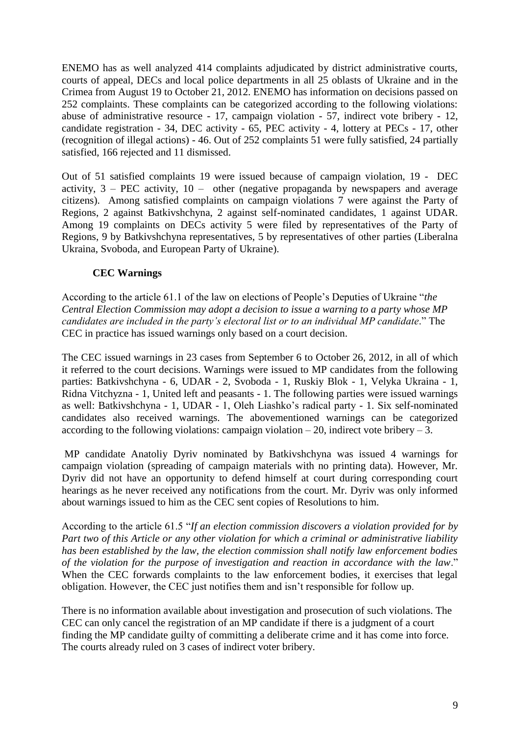ENEMO has as well analyzed 414 complaints adjudicated by district administrative courts, courts of appeal, DECs and local police departments in all 25 oblasts of Ukraine and in the Crimea from August 19 to October 21, 2012. ENEMO has information on decisions passed on 252 complaints. These complaints can be categorized according to the following violations: abuse of administrative resource - 17, campaign violation - 57, indirect vote bribery - 12, candidate registration - 34, DEC activity - 65, PEC activity - 4, lottery at PECs - 17, other (recognition of illegal actions) - 46. Out of 252 complaints 51 were fully satisfied, 24 partially satisfied, 166 rejected and 11 dismissed.

Out of 51 satisfied complaints 19 were issued because of campaign violation, 19 - DEC activity, 3 – PEC activity, 10 – other (negative propaganda by newspapers and average citizens). Among satisfied complaints on campaign violations 7 were against the Party of Regions, 2 against Batkivshchyna, 2 against self-nominated candidates, 1 against UDAR. Among 19 complaints on DECs activity 5 were filed by representatives of the Party of Regions, 9 by Batkivshchyna representatives, 5 by representatives of other parties (Liberalna Ukraina, Svoboda, and European Party of Ukraine).

### CEC Warnings

According to the article 61.1 of the law on elections of People's Deputies of Ukraine "*the Central Election Commission may adopt a decision to issue a warning to a party whose MP candidates are included in the party's electoral list or to an individual MP candidate*." The CEC in practice has issued warnings only based on a court decision.

The CEC issued warnings in 23 cases from September 6 to October 26, 2012, in all of which it referred to the court decisions. Warnings were issued to MP candidates from the following parties: Batkivshchyna - 6, UDAR - 2, Svoboda - 1, Ruskiy Blok - 1, Velyka Ukraina - 1, Ridna Vitchyzna - 1, United left and peasants - 1. The following parties were issued warnings as well: Batkivshchyna - 1, UDAR - 1, Oleh Liashko's radical party - 1. Six self-nominated candidates also received warnings. The abovementioned warnings can be categorized according to the following violations: campaign violation – 20, indirect vote bribery – 3.

MP candidate Anatoliy Dyriv nominated by Batkivshchyna was issued 4 warnings for campaign violation (spreading of campaign materials with no printing data). However, Mr. Dyriv did not have an opportunity to defend himself at court during corresponding court hearings as he never received any notifications from the court. Mr. Dyriv was only informed about warnings issued to him as the CEC sent copies of Resolutions to him.

According to the article 61.5 "*If an election commission discovers a violation provided for by Part two of this Article or any other violation for which a criminal or administrative liability has been established by the law, the election commission shall notify law enforcement bodies of the violation for the purpose of investigation and reaction in accordance with the law*." When the CEC forwards complaints to the law enforcement bodies, it exercises that legal obligation. However, the CEC just notifies them and isn't responsible for follow up.

There is no information available about investigation and prosecution of such violations. The CEC can only cancel the registration of an MP candidate if there is a judgment of a court finding the MP candidate guilty of committing a deliberate crime and it has come into force. The courts already ruled on 3 cases of indirect voter bribery.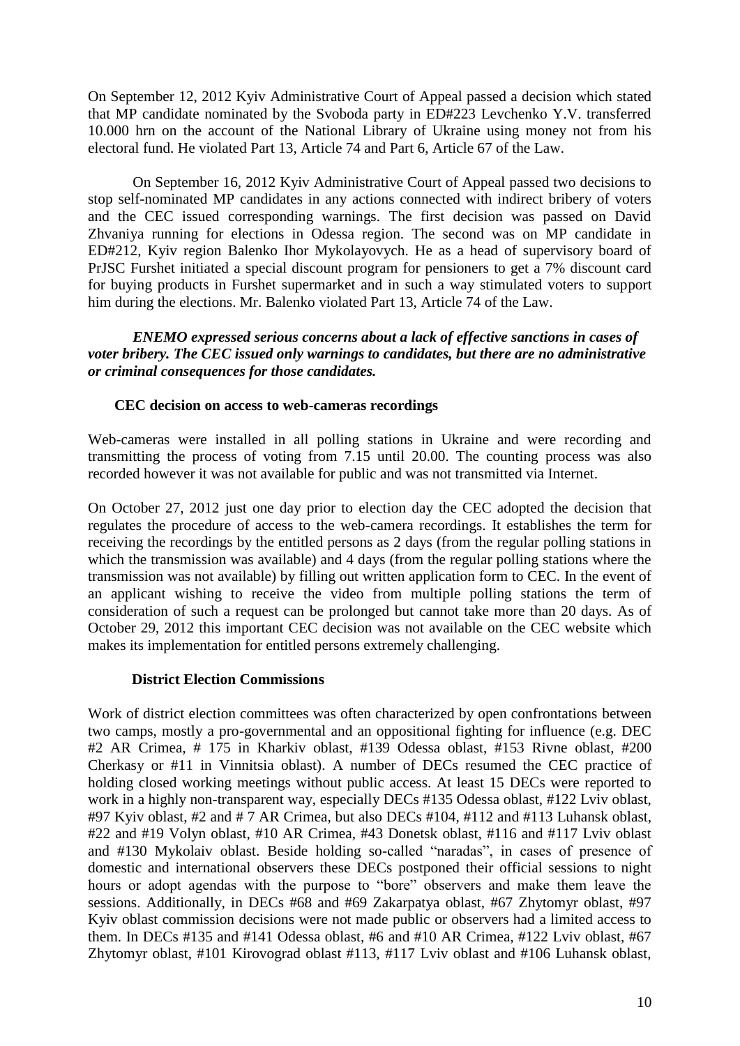On September 12, 2012 Kyiv Administrative Court of Appeal passed a decision which stated that MP candidate nominated by the Svoboda party in ED#223 Levchenko Y.V. transferred 10.000 hrn on the account of the National Library of Ukraine using money not from his electoral fund. He violated Part 13, Article 74 and Part 6, Article 67 of the Law.

On September 16, 2012 Kyiv Administrative Court of Appeal passed two decisions to stop self-nominated MP candidates in any actions connected with indirect bribery of voters and the CEC issued corresponding warnings. The first decision was passed on David Zhvaniya running for elections in Odessa region. The second was on MP candidate in ED#212, Kyiv region Balenko Ihor Mykolayovych. He as a head of supervisory board of PrJSC Furshet initiated a special discount program for pensioners to get a 7% discount card for buying products in Furshet supermarket and in such a way stimulated voters to support him during the elections. Mr. Balenko violated Part 13, Article 74 of the Law.

***ENEMO expressed serious concerns about a lack of effective sanctions in cases of voter bribery. The CEC issued only warnings to candidates, but there are no administrative or criminal consequences for those candidates.***

**CEC decision on access to web-cameras recordings**

Web-cameras were installed in all polling stations in Ukraine and were recording and transmitting the process of voting from 7.15 until 20.00. The counting process was also recorded however it was not available for public and was not transmitted via Internet.

On October 27, 2012 just one day prior to election day the CEC adopted the decision that regulates the procedure of access to the web-camera recordings. It establishes the term for receiving the recordings by the entitled persons as 2 days (from the regular polling stations in which the transmission was available) and 4 days (from the regular polling stations where the transmission was not available) by filling out written application form to CEC. In the event of an applicant wishing to receive the video from multiple polling stations the term of consideration of such a request can be prolonged but cannot take more than 20 days. As of October 29, 2012 this important CEC decision was not available on the CEC website which makes its implementation for entitled persons extremely challenging.

**District Election Commissions**

Work of district election committees was often characterized by open confrontations between two camps, mostly a pro-governmental and an oppositional fighting for influence (e.g. DEC #2 AR Crimea, # 175 in Kharkiv oblast, #139 Odessa oblast, #153 Rivne oblast, #200 Cherkasy or #11 in Vinnitsia oblast). A number of DECs resumed the CEC practice of holding closed working meetings without public access. At least 15 DECs were reported to work in a highly non-transparent way, especially DECs #135 Odessa oblast, #122 Lviv oblast, #97 Kyiv oblast, #2 and # 7 AR Crimea, but also DECs #104, #112 and #113 Luhansk oblast, #22 and #19 Volyn oblast, #10 AR Crimea, #43 Donetsk oblast, #116 and #117 Lviv oblast and #130 Mykolaiv oblast. Beside holding so-called "naradas", in cases of presence of domestic and international observers these DECs postponed their official sessions to night hours or adopt agendas with the purpose to "bore" observers and make them leave the sessions. Additionally, in DECs #68 and #69 Zakarpatya oblast, #67 Zhytomyr oblast, #97 Kyiv oblast commission decisions were not made public or observers had a limited access to them. In DECs #135 and #141 Odessa oblast, #6 and #10 AR Crimea, #122 Lviv oblast, #67 Zhytomyr oblast, #101 Kirovograd oblast #113, #117 Lviv oblast and #106 Luhansk oblast,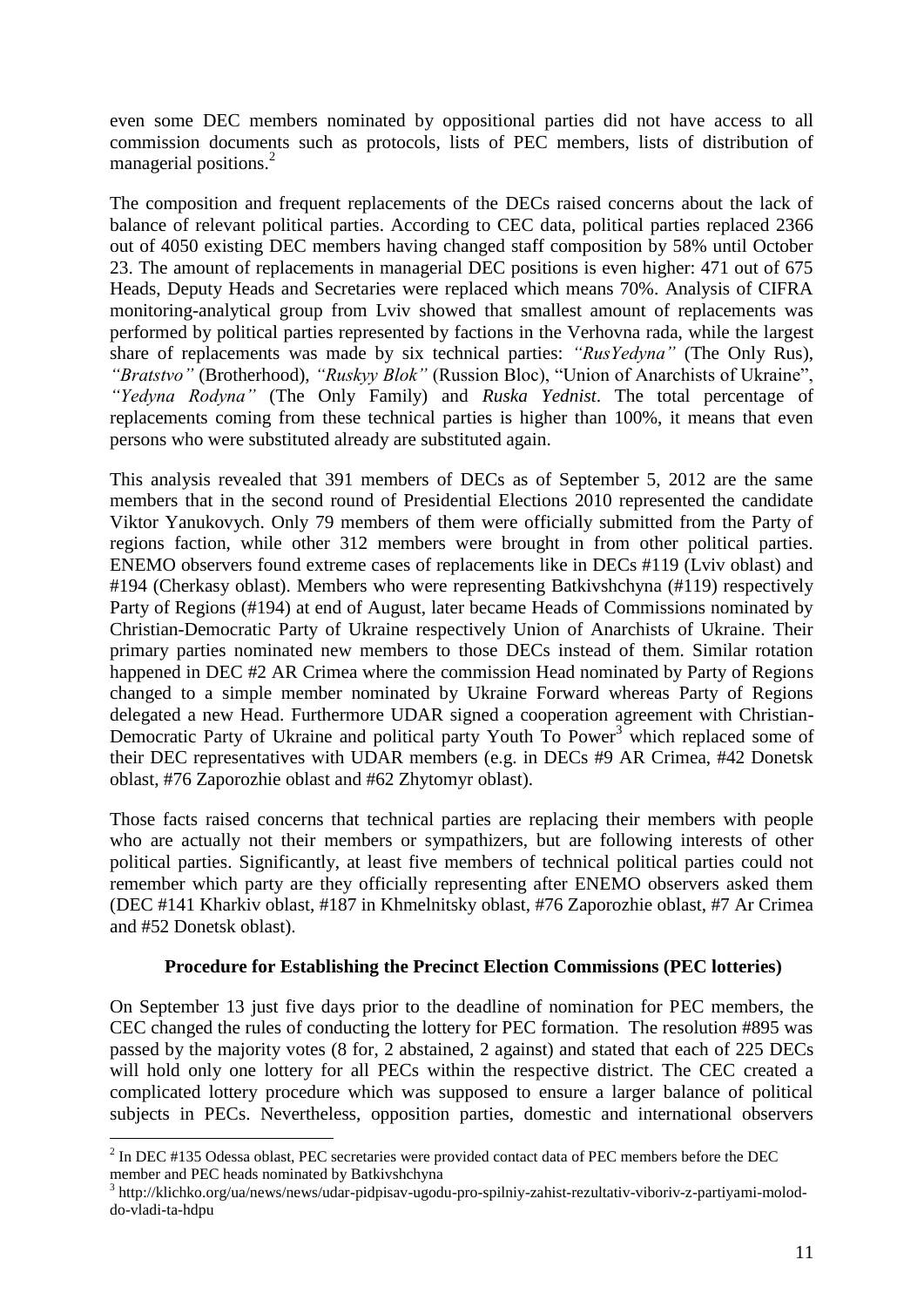even some DEC members nominated by oppositional parties did not have access to all commission documents such as protocols, lists of PEC members, lists of distribution of managerial positions.[2]

The composition and frequent replacements of the DECs raised concerns about the lack of balance of relevant political parties. According to CEC data, political parties replaced 2366 out of 4050 existing DEC members having changed staff composition by 58% until October 23. The amount of replacements in managerial DEC positions is even higher: 471 out of 675 Heads, Deputy Heads and Secretaries were replaced which means 70%. Analysis of CIFRA monitoring-analytical group from Lviv showed that smallest amount of replacements was performed by political parties represented by factions in the Verhovna rada, while the largest share of replacements was made by six technical parties: *"RusYedyna"* (The Only Rus), *"Bratstvo"* (Brotherhood), *"Ruskyy Blok"* (Russion Bloc), "Union of Anarchists of Ukraine", *"Yedyna Rodyna"* (The Only Family) and *Ruska Yednist*. The total percentage of replacements coming from these technical parties is higher than 100%, it means that even persons who were substituted already are substituted again.

This analysis revealed that 391 members of DECs as of September 5, 2012 are the same members that in the second round of Presidential Elections 2010 represented the candidate Viktor Yanukovych. Only 79 members of them were officially submitted from the Party of regions faction, while other 312 members were brought in from other political parties. ENEMO observers found extreme cases of replacements like in DECs #119 (Lviv oblast) and #194 (Cherkasy oblast). Members who were representing Batkivshchyna (#119) respectively Party of Regions (#194) at end of August, later became Heads of Commissions nominated by Christian-Democratic Party of Ukraine respectively Union of Anarchists of Ukraine. Their primary parties nominated new members to those DECs instead of them. Similar rotation happened in DEC #2 AR Crimea where the commission Head nominated by Party of Regions changed to a simple member nominated by Ukraine Forward whereas Party of Regions delegated a new Head. Furthermore UDAR signed a cooperation agreement with Christian-Democratic Party of Ukraine and political party Youth To Power[3] which replaced some of their DEC representatives with UDAR members (e.g. in DECs #9 AR Crimea, #42 Donetsk oblast, #76 Zaporozhie oblast and #62 Zhytomyr oblast).

Those facts raised concerns that technical parties are replacing their members with people who are actually not their members or sympathizers, but are following interests of other political parties. Significantly, at least five members of technical political parties could not remember which party are they officially representing after ENEMO observers asked them (DEC #141 Kharkiv oblast, #187 in Khmelnitsky oblast, #76 Zaporozhie oblast, #7 Ar Crimea and #52 Donetsk oblast).

### Procedure for Establishing the Precinct Election Commissions (PEC lotteries)

On September 13 just five days prior to the deadline of nomination for PEC members, the CEC changed the rules of conducting the lottery for PEC formation. The resolution #895 was passed by the majority votes (8 for, 2 abstained, 2 against) and stated that each of 225 DECs will hold only one lottery for all PECs within the respective district. The CEC created a complicated lottery procedure which was supposed to ensure a larger balance of political subjects in PECs. Nevertheless, opposition parties, domestic and international observers

---

[2] In DEC #135 Odessa oblast, PEC secretaries were provided contact data of PEC members before the DEC member and PEC heads nominated by Batkivshchyna

[3] http://klichko.org/ua/news/news/udar-pidpisav-ugodu-pro-spilniy-zahist-rezultativ-viboriv-z-partiyami-molod-do-vladi-ta-hdpu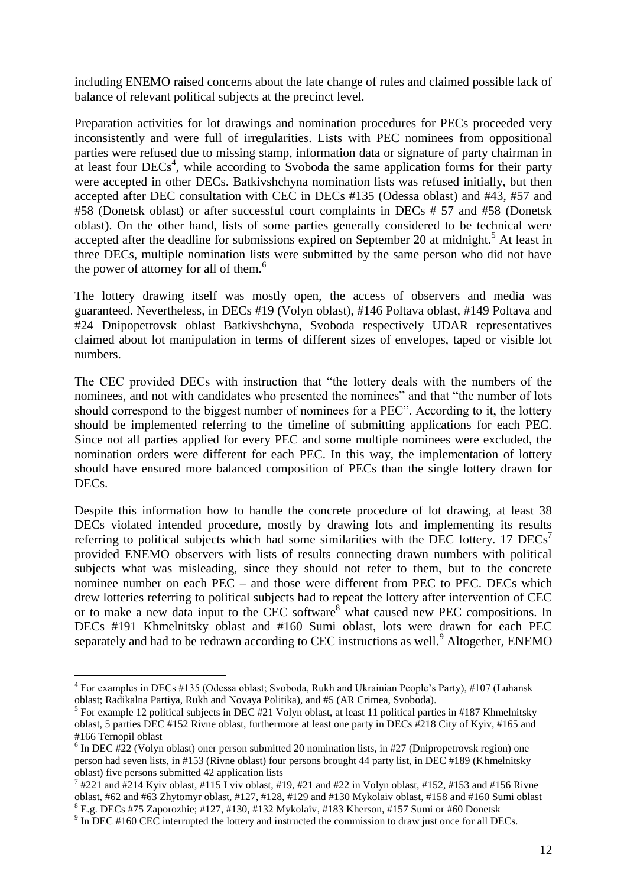including ENEMO raised concerns about the late change of rules and claimed possible lack of balance of relevant political subjects at the precinct level.

Preparation activities for lot drawings and nomination procedures for PECs proceeded very inconsistently and were full of irregularities. Lists with PEC nominees from oppositional parties were refused due to missing stamp, information data or signature of party chairman in at least four DECs[4], while according to Svoboda the same application forms for their party were accepted in other DECs. Batkivshchyna nomination lists was refused initially, but then accepted after DEC consultation with CEC in DECs #135 (Odessa oblast) and #43, #57 and #58 (Donetsk oblast) or after successful court complaints in DECs # 57 and #58 (Donetsk oblast). On the other hand, lists of some parties generally considered to be technical were accepted after the deadline for submissions expired on September 20 at midnight.[5] At least in three DECs, multiple nomination lists were submitted by the same person who did not have the power of attorney for all of them.[6]

The lottery drawing itself was mostly open, the access of observers and media was guaranteed. Nevertheless, in DECs #19 (Volyn oblast), #146 Poltava oblast, #149 Poltava and #24 Dnipopetrovsk oblast Batkivshchyna, Svoboda respectively UDAR representatives claimed about lot manipulation in terms of different sizes of envelopes, taped or visible lot numbers.

The CEC provided DECs with instruction that "the lottery deals with the numbers of the nominees, and not with candidates who presented the nominees" and that "the number of lots should correspond to the biggest number of nominees for a PEC". According to it, the lottery should be implemented referring to the timeline of submitting applications for each PEC. Since not all parties applied for every PEC and some multiple nominees were excluded, the nomination orders were different for each PEC. In this way, the implementation of lottery should have ensured more balanced composition of PECs than the single lottery drawn for DECs.

Despite this information how to handle the concrete procedure of lot drawing, at least 38 DECs violated intended procedure, mostly by drawing lots and implementing its results referring to political subjects which had some similarities with the DEC lottery. 17 DECs[7] provided ENEMO observers with lists of results connecting drawn numbers with political subjects what was misleading, since they should not refer to them, but to the concrete nominee number on each PEC – and those were different from PEC to PEC. DECs which drew lotteries referring to political subjects had to repeat the lottery after intervention of CEC or to make a new data input to the CEC software[8] what caused new PEC compositions. In DECs #191 Khmelnitsky oblast and #160 Sumi oblast, lots were drawn for each PEC separately and had to be redrawn according to CEC instructions as well.[9] Altogether, ENEMO

---

[4] For examples in DECs #135 (Odessa oblast; Svoboda, Rukh and Ukrainian People's Party), #107 (Luhansk oblast; Radikalna Partiya, Rukh and Novaya Politika), and #5 (AR Crimea, Svoboda).

[5] For example 12 political subjects in DEC #21 Volyn oblast, at least 11 political parties in #187 Khmelnitsky oblast, 5 parties DEC #152 Rivne oblast, furthermore at least one party in DECs #218 City of Kyiv, #165 and #166 Ternopil oblast

[6] In DEC #22 (Volyn oblast) oner person submitted 20 nomination lists, in #27 (Dnipropetrovsk region) one person had seven lists, in #153 (Rivne oblast) four persons brought 44 party list, in DEC #189 (Khmelnitsky oblast) five persons submitted 42 application lists

[7] #221 and #214 Kyiv oblast, #115 Lviv oblast, #19, #21 and #22 in Volyn oblast, #152, #153 and #156 Rivne oblast, #62 and #63 Zhytomyr oblast, #127, #128, #129 and #130 Mykolaiv oblast, #158 and #160 Sumi oblast

[8] E.g. DECs #75 Zaporozhie; #127, #130, #132 Mykolaiv, #183 Kherson, #157 Sumi or #60 Donetsk

[9] In DEC #160 CEC interrupted the lottery and instructed the commission to draw just once for all DECs.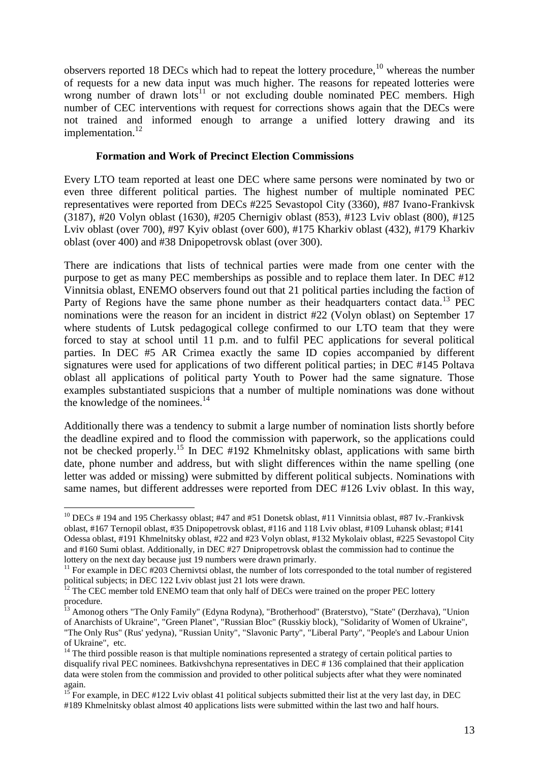observers reported 18 DECs which had to repeat the lottery procedure,[10] whereas the number of requests for a new data input was much higher. The reasons for repeated lotteries were wrong number of drawn lots[11] or not excluding double nominated PEC members. High number of CEC interventions with request for corrections shows again that the DECs were not trained and informed enough to arrange a unified lottery drawing and its implementation.[12]

### Formation and Work of Precinct Election Commissions

Every LTO team reported at least one DEC where same persons were nominated by two or even three different political parties. The highest number of multiple nominated PEC representatives were reported from DECs #225 Sevastopol City (3360), #87 Ivano-Frankivsk (3187), #20 Volyn oblast (1630), #205 Chernigiv oblast (853), #123 Lviv oblast (800), #125 Lviv oblast (over 700), #97 Kyiv oblast (over 600), #175 Kharkiv oblast (432), #179 Kharkiv oblast (over 400) and #38 Dnipopetrovsk oblast (over 300).

There are indications that lists of technical parties were made from one center with the purpose to get as many PEC memberships as possible and to replace them later. In DEC #12 Vinnitsia oblast, ENEMO observers found out that 21 political parties including the faction of Party of Regions have the same phone number as their headquarters contact data.[13] PEC nominations were the reason for an incident in district #22 (Volyn oblast) on September 17 where students of Lutsk pedagogical college confirmed to our LTO team that they were forced to stay at school until 11 p.m. and to fulfil PEC applications for several political parties. In DEC #5 AR Crimea exactly the same ID copies accompanied by different signatures were used for applications of two different political parties; in DEC #145 Poltava oblast all applications of political party Youth to Power had the same signature. Those examples substantiated suspicions that a number of multiple nominations was done without the knowledge of the nominees.[14]

Additionally there was a tendency to submit a large number of nomination lists shortly before the deadline expired and to flood the commission with paperwork, so the applications could not be checked properly.[15] In DEC #192 Khmelnitsky oblast, applications with same birth date, phone number and address, but with slight differences within the name spelling (one letter was added or missing) were submitted by different political subjects. Nominations with same names, but different addresses were reported from DEC #126 Lviv oblast. In this way,

---

[10] DECs # 194 and 195 Cherkassy oblast; #47 and #51 Donetsk oblast, #11 Vinnitsia oblast, #87 Iv.-Frankivsk oblast, #167 Ternopil oblast, #35 Dnipopetrovsk oblast, #116 and 118 Lviv oblast, #109 Luhansk oblast; #141 Odessa oblast, #191 Khmelnitsky oblast, #22 and #23 Volyn oblast, #132 Mykolaiv oblast, #225 Sevastopol City and #160 Sumi oblast. Additionally, in DEC #27 Dnipropetrovsk oblast the commission had to continue the lottery on the next day because just 19 numbers were drawn primarly.

[11] For example in DEC #203 Chernivtsi oblast, the number of lots corresponded to the total number of registered political subjects; in DEC 122 Lviv oblast just 21 lots were drawn.

[12] The CEC member told ENEMO team that only half of DECs were trained on the proper PEC lottery procedure.

[13] Amonog others "The Only Family" (Edyna Rodyna), "Brotherhood" (Braterstvo), "State" (Derzhava), "Union of Anarchists of Ukraine", "Green Planet", "Russian Bloc" (Russkiy block), "Solidarity of Women of Ukraine", "The Only Rus" (Rus' yedyna), "Russian Unity", "Slavonic Party", "Liberal Party", "People's and Labour Union of Ukraine", etc.

[14] The third possible reason is that multiple nominations represented a strategy of certain political parties to disqualify rival PEC nominees. Batkivshchyna representatives in DEC # 136 complained that their application data were stolen from the commission and provided to other political subjects after what they were nominated again.

[15] For example, in DEC #122 Lviv oblast 41 political subjects submitted their list at the very last day, in DEC #189 Khmelnitsky oblast almost 40 applications lists were submitted within the last two and half hours.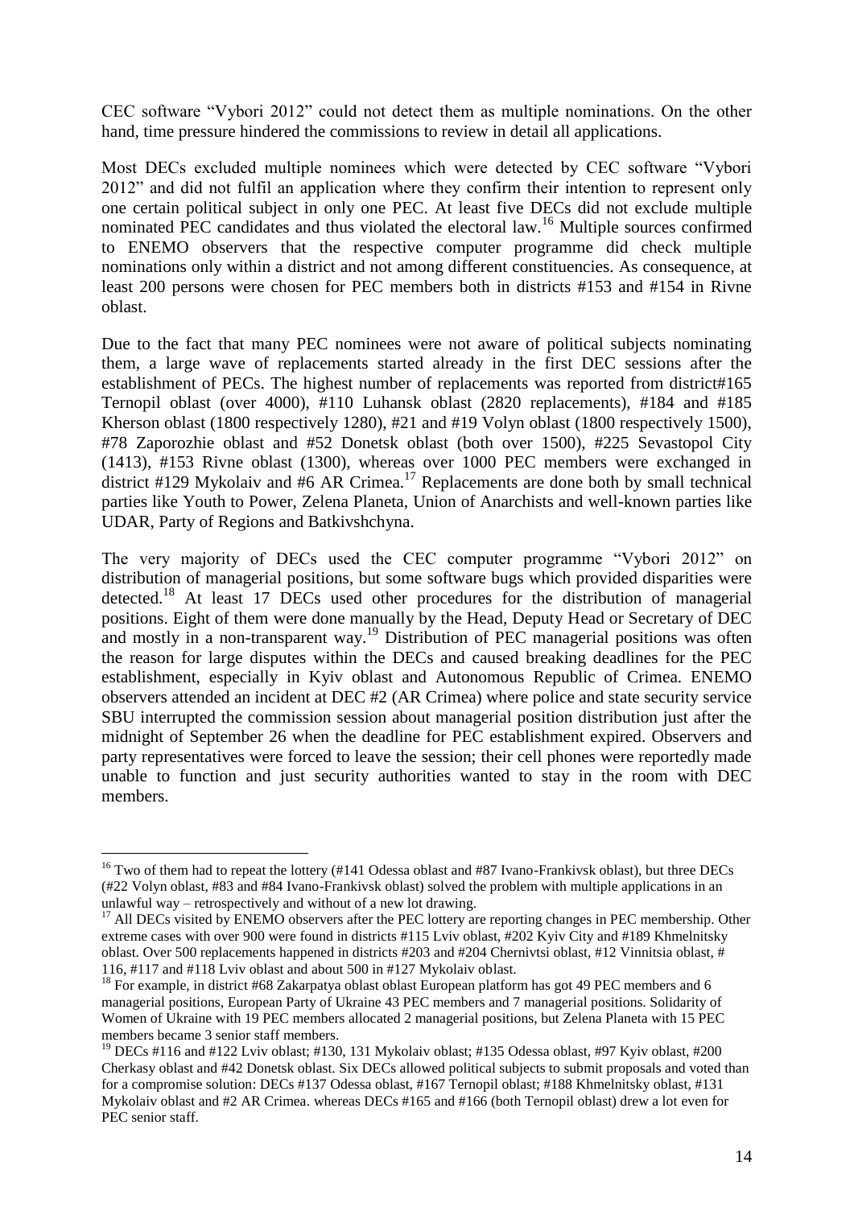CEC software "Vybori 2012" could not detect them as multiple nominations. On the other hand, time pressure hindered the commissions to review in detail all applications.

Most DECs excluded multiple nominees which were detected by CEC software "Vybori 2012" and did not fulfil an application where they confirm their intention to represent only one certain political subject in only one PEC. At least five DECs did not exclude multiple nominated PEC candidates and thus violated the electoral law.[16] Multiple sources confirmed to ENEMO observers that the respective computer programme did check multiple nominations only within a district and not among different constituencies. As consequence, at least 200 persons were chosen for PEC members both in districts #153 and #154 in Rivne oblast.

Due to the fact that many PEC nominees were not aware of political subjects nominating them, a large wave of replacements started already in the first DEC sessions after the establishment of PECs. The highest number of replacements was reported from district#165 Ternopil oblast (over 4000), #110 Luhansk oblast (2820 replacements), #184 and #185 Kherson oblast (1800 respectively 1280), #21 and #19 Volyn oblast (1800 respectively 1500), #78 Zaporozhie oblast and #52 Donetsk oblast (both over 1500), #225 Sevastopol City (1413), #153 Rivne oblast (1300), whereas over 1000 PEC members were exchanged in district #129 Mykolaiv and #6 AR Crimea.[17] Replacements are done both by small technical parties like Youth to Power, Zelena Planeta, Union of Anarchists and well-known parties like UDAR, Party of Regions and Batkivshchyna.

The very majority of DECs used the CEC computer programme "Vybori 2012" on distribution of managerial positions, but some software bugs which provided disparities were detected.[18] At least 17 DECs used other procedures for the distribution of managerial positions. Eight of them were done manually by the Head, Deputy Head or Secretary of DEC and mostly in a non-transparent way.[19] Distribution of PEC managerial positions was often the reason for large disputes within the DECs and caused breaking deadlines for the PEC establishment, especially in Kyiv oblast and Autonomous Republic of Crimea. ENEMO observers attended an incident at DEC #2 (AR Crimea) where police and state security service SBU interrupted the commission session about managerial position distribution just after the midnight of September 26 when the deadline for PEC establishment expired. Observers and party representatives were forced to leave the session; their cell phones were reportedly made unable to function and just security authorities wanted to stay in the room with DEC members.

---

[16] Two of them had to repeat the lottery (#141 Odessa oblast and #87 Ivano-Frankivsk oblast), but three DECs (#22 Volyn oblast, #83 and #84 Ivano-Frankivsk oblast) solved the problem with multiple applications in an unlawful way – retrospectively and without of a new lot drawing.

[17] All DECs visited by ENEMO observers after the PEC lottery are reporting changes in PEC membership. Other extreme cases with over 900 were found in districts #115 Lviv oblast, #202 Kyiv City and #189 Khmelnitsky oblast. Over 500 replacements happened in districts #203 and #204 Chernivtsi oblast, #12 Vinnitsia oblast, # 116, #117 and #118 Lviv oblast and about 500 in #127 Mykolaiv oblast.

[18] For example, in district #68 Zakarpatya oblast oblast European platform has got 49 PEC members and 6 managerial positions, European Party of Ukraine 43 PEC members and 7 managerial positions. Solidarity of Women of Ukraine with 19 PEC members allocated 2 managerial positions, but Zelena Planeta with 15 PEC members became 3 senior staff members.

[19] DECs #116 and #122 Lviv oblast; #130, 131 Mykolaiv oblast; #135 Odessa oblast, #97 Kyiv oblast, #200 Cherkasy oblast and #42 Donetsk oblast. Six DECs allowed political subjects to submit proposals and voted than for a compromise solution: DECs #137 Odessa oblast, #167 Ternopil oblast; #188 Khmelnitsky oblast, #131 Mykolaiv oblast and #2 AR Crimea. whereas DECs #165 and #166 (both Ternopil oblast) drew a lot even for PEC senior staff.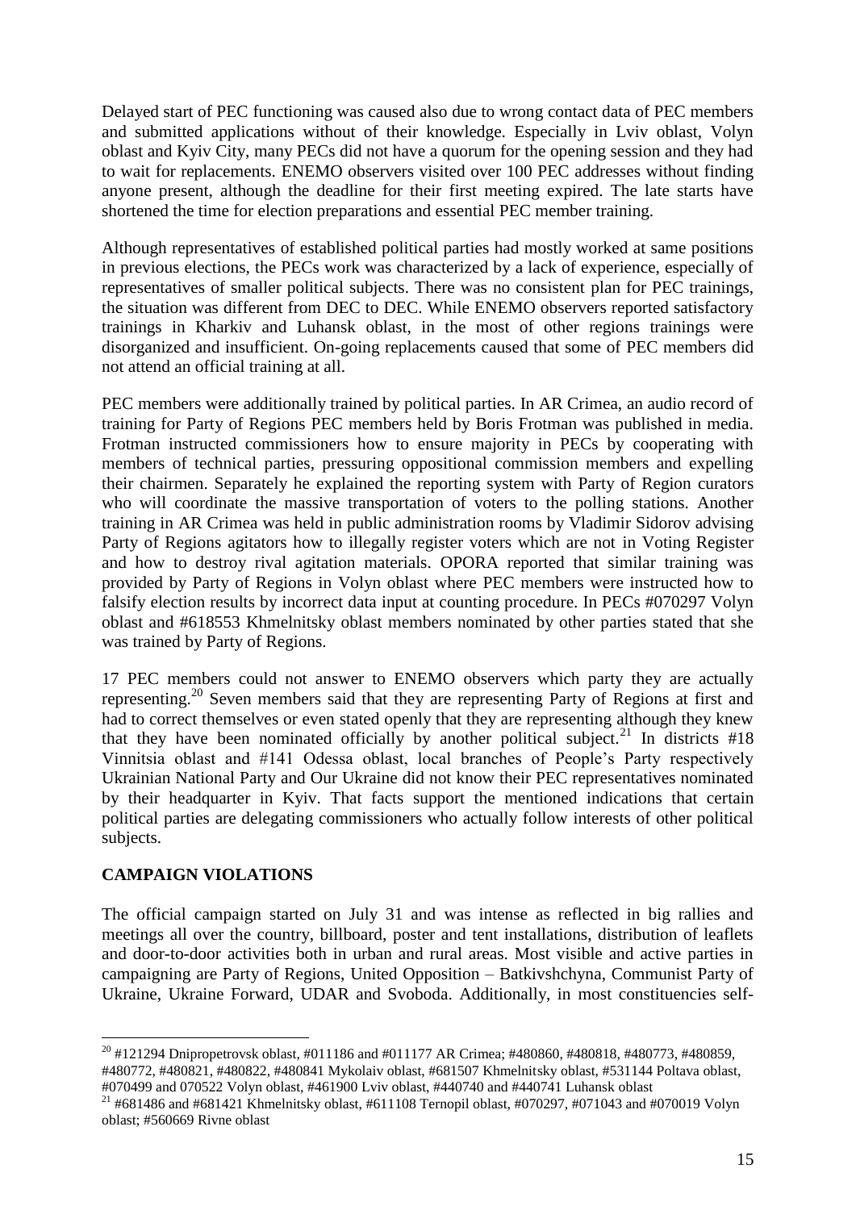Delayed start of PEC functioning was caused also due to wrong contact data of PEC members and submitted applications without of their knowledge. Especially in Lviv oblast, Volyn oblast and Kyiv City, many PECs did not have a quorum for the opening session and they had to wait for replacements. ENEMO observers visited over 100 PEC addresses without finding anyone present, although the deadline for their first meeting expired. The late starts have shortened the time for election preparations and essential PEC member training.

Although representatives of established political parties had mostly worked at same positions in previous elections, the PECs work was characterized by a lack of experience, especially of representatives of smaller political subjects. There was no consistent plan for PEC trainings, the situation was different from DEC to DEC. While ENEMO observers reported satisfactory trainings in Kharkiv and Luhansk oblast, in the most of other regions trainings were disorganized and insufficient. On-going replacements caused that some of PEC members did not attend an official training at all.

PEC members were additionally trained by political parties. In AR Crimea, an audio record of training for Party of Regions PEC members held by Boris Frotman was published in media. Frotman instructed commissioners how to ensure majority in PECs by cooperating with members of technical parties, pressuring oppositional commission members and expelling their chairmen. Separately he explained the reporting system with Party of Region curators who will coordinate the massive transportation of voters to the polling stations. Another training in AR Crimea was held in public administration rooms by Vladimir Sidorov advising Party of Regions agitators how to illegally register voters which are not in Voting Register and how to destroy rival agitation materials. OPORA reported that similar training was provided by Party of Regions in Volyn oblast where PEC members were instructed how to falsify election results by incorrect data input at counting procedure. In PECs #070297 Volyn oblast and #618553 Khmelnitsky oblast members nominated by other parties stated that she was trained by Party of Regions.

17 PEC members could not answer to ENEMO observers which party they are actually representing.[20] Seven members said that they are representing Party of Regions at first and had to correct themselves or even stated openly that they are representing although they knew that they have been nominated officially by another political subject.[21] In districts #18 Vinnitsia oblast and #141 Odessa oblast, local branches of People's Party respectively Ukrainian National Party and Our Ukraine did not know their PEC representatives nominated by their headquarter in Kyiv. That facts support the mentioned indications that certain political parties are delegating commissioners who actually follow interests of other political subjects.

## CAMPAIGN VIOLATIONS

The official campaign started on July 31 and was intense as reflected in big rallies and meetings all over the country, billboard, poster and tent installations, distribution of leaflets and door-to-door activities both in urban and rural areas. Most visible and active parties in campaigning are Party of Regions, United Opposition – Batkivshchyna, Communist Party of Ukraine, Ukraine Forward, UDAR and Svoboda. Additionally, in most constituencies self-

---

[20] #121294 Dnipropetrovsk oblast, #011186 and #011177 AR Crimea; #480860, #480818, #480773, #480859, #480772, #480821, #480822, #480841 Mykolaiv oblast, #681507 Khmelnitsky oblast, #531144 Poltava oblast, #070499 and 070522 Volyn oblast, #461900 Lviv oblast, #440740 and #440741 Luhansk oblast

[21] #681486 and #681421 Khmelnitsky oblast, #611108 Ternopil oblast, #070297, #071043 and #070019 Volyn oblast; #560669 Rivne oblast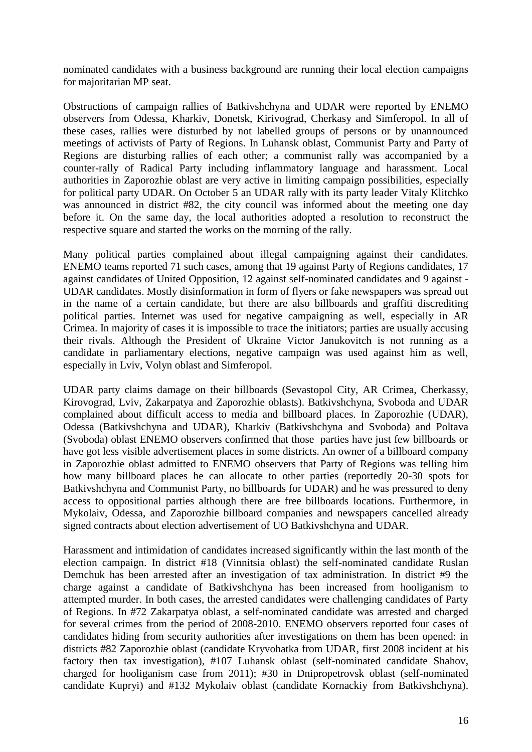nominated candidates with a business background are running their local election campaigns for majoritarian MP seat.

Obstructions of campaign rallies of Batkivshchyna and UDAR were reported by ENEMO observers from Odessa, Kharkiv, Donetsk, Kirivograd, Cherkasy and Simferopol. In all of these cases, rallies were disturbed by not labelled groups of persons or by unannounced meetings of activists of Party of Regions. In Luhansk oblast, Communist Party and Party of Regions are disturbing rallies of each other; a communist rally was accompanied by a counter-rally of Radical Party including inflammatory language and harassment. Local authorities in Zaporozhie oblast are very active in limiting campaign possibilities, especially for political party UDAR. On October 5 an UDAR rally with its party leader Vitaly Klitchko was announced in district #82, the city council was informed about the meeting one day before it. On the same day, the local authorities adopted a resolution to reconstruct the respective square and started the works on the morning of the rally.

Many political parties complained about illegal campaigning against their candidates. ENEMO teams reported 71 such cases, among that 19 against Party of Regions candidates, 17 against candidates of United Opposition, 12 against self-nominated candidates and 9 against - UDAR candidates. Mostly disinformation in form of flyers or fake newspapers was spread out in the name of a certain candidate, but there are also billboards and graffiti discrediting political parties. Internet was used for negative campaigning as well, especially in AR Crimea. In majority of cases it is impossible to trace the initiators; parties are usually accusing their rivals. Although the President of Ukraine Victor Janukovitch is not running as a candidate in parliamentary elections, negative campaign was used against him as well, especially in Lviv, Volyn oblast and Simferopol.

UDAR party claims damage on their billboards (Sevastopol City, AR Crimea, Cherkassy, Kirovograd, Lviv, Zakarpatya and Zaporozhie oblasts). Batkivshchyna, Svoboda and UDAR complained about difficult access to media and billboard places. In Zaporozhie (UDAR), Odessa (Batkivshchyna and UDAR), Kharkiv (Batkivshchyna and Svoboda) and Poltava (Svoboda) oblast ENEMO observers confirmed that those parties have just few billboards or have got less visible advertisement places in some districts. An owner of a billboard company in Zaporozhie oblast admitted to ENEMO observers that Party of Regions was telling him how many billboard places he can allocate to other parties (reportedly 20-30 spots for Batkivshchyna and Communist Party, no billboards for UDAR) and he was pressured to deny access to oppositional parties although there are free billboards locations. Furthermore, in Mykolaiv, Odessa, and Zaporozhie billboard companies and newspapers cancelled already signed contracts about election advertisement of UO Batkivshchyna and UDAR.

Harassment and intimidation of candidates increased significantly within the last month of the election campaign. In district #18 (Vinnitsia oblast) the self-nominated candidate Ruslan Demchuk has been arrested after an investigation of tax administration. In district #9 the charge against a candidate of Batkivshchyna has been increased from hooliganism to attempted murder. In both cases, the arrested candidates were challenging candidates of Party of Regions. In #72 Zakarpatya oblast, a self-nominated candidate was arrested and charged for several crimes from the period of 2008-2010. ENEMO observers reported four cases of candidates hiding from security authorities after investigations on them has been opened: in districts #82 Zaporozhie oblast (candidate Kryvohatka from UDAR, first 2008 incident at his factory then tax investigation), #107 Luhansk oblast (self-nominated candidate Shahov, charged for hooliganism case from 2011); #30 in Dnipropetrovsk oblast (self-nominated candidate Kupryi) and #132 Mykolaiv oblast (candidate Kornackiy from Batkivshchyna).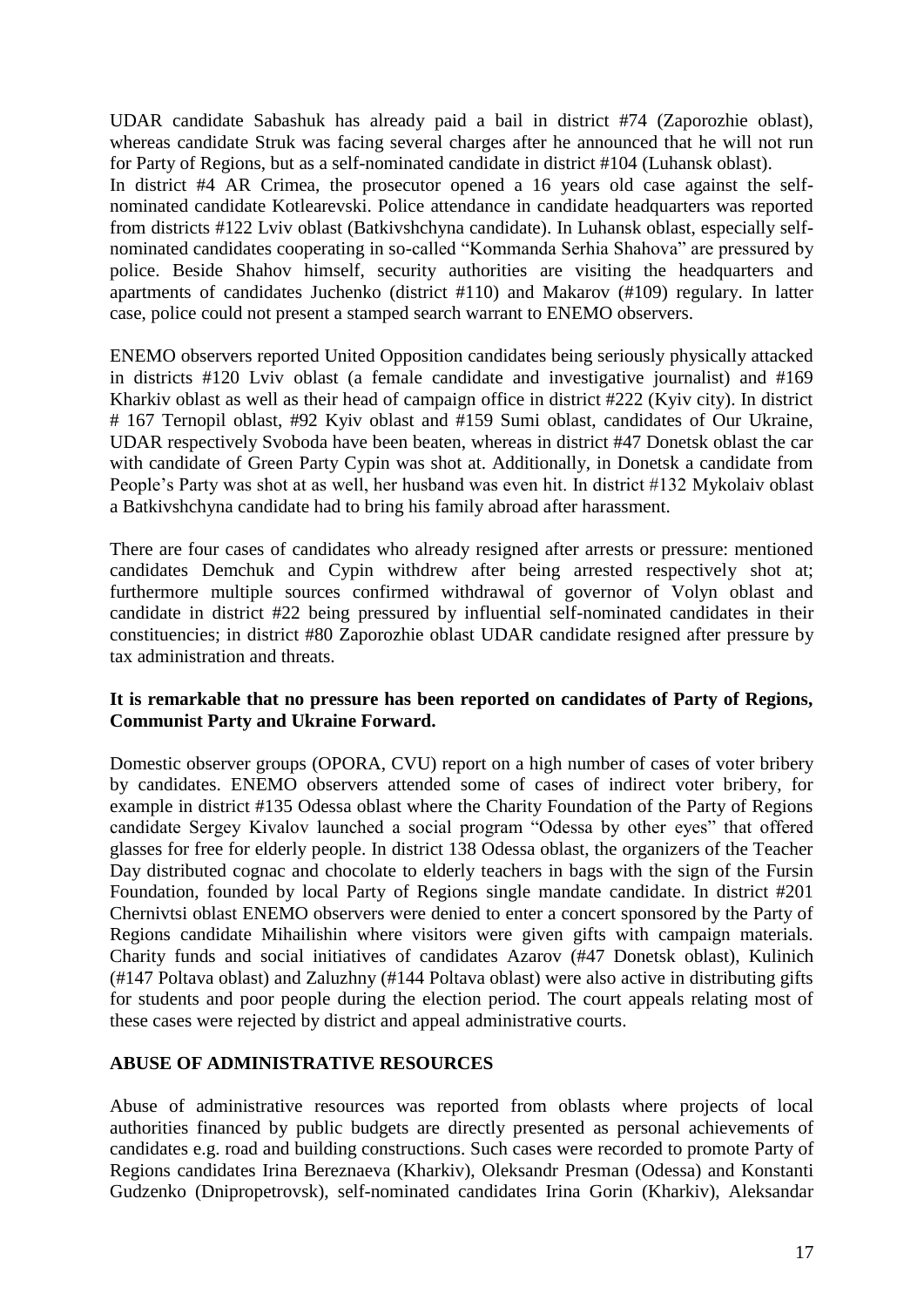UDAR candidate Sabashuk has already paid a bail in district #74 (Zaporozhie oblast), whereas candidate Struk was facing several charges after he announced that he will not run for Party of Regions, but as a self-nominated candidate in district #104 (Luhansk oblast).
In district #4 AR Crimea, the prosecutor opened a 16 years old case against the self-nominated candidate Kotlearevski. Police attendance in candidate headquarters was reported from districts #122 Lviv oblast (Batkivshchyna candidate). In Luhansk oblast, especially self-nominated candidates cooperating in so-called "Kommanda Serhia Shahova" are pressured by police. Beside Shahov himself, security authorities are visiting the headquarters and apartments of candidates Juchenko (district #110) and Makarov (#109) regulary. In latter case, police could not present a stamped search warrant to ENEMO observers.

ENEMO observers reported United Opposition candidates being seriously physically attacked in districts #120 Lviv oblast (a female candidate and investigative journalist) and #169 Kharkiv oblast as well as their head of campaign office in district #222 (Kyiv city). In district # 167 Ternopil oblast, #92 Kyiv oblast and #159 Sumi oblast, candidates of Our Ukraine, UDAR respectively Svoboda have been beaten, whereas in district #47 Donetsk oblast the car with candidate of Green Party Cypin was shot at. Additionally, in Donetsk a candidate from People's Party was shot at as well, her husband was even hit. In district #132 Mykolaiv oblast a Batkivshchyna candidate had to bring his family abroad after harassment.

There are four cases of candidates who already resigned after arrests or pressure: mentioned candidates Demchuk and Cypin withdrew after being arrested respectively shot at; furthermore multiple sources confirmed withdrawal of governor of Volyn oblast and candidate in district #22 being pressured by influential self-nominated candidates in their constituencies; in district #80 Zaporozhie oblast UDAR candidate resigned after pressure by tax administration and threats.

**It is remarkable that no pressure has been reported on candidates of Party of Regions, Communist Party and Ukraine Forward.**

Domestic observer groups (OPORA, CVU) report on a high number of cases of voter bribery by candidates. ENEMO observers attended some of cases of indirect voter bribery, for example in district #135 Odessa oblast where the Charity Foundation of the Party of Regions candidate Sergey Kivalov launched a social program "Odessa by other eyes" that offered glasses for free for elderly people. In district 138 Odessa oblast, the organizers of the Teacher Day distributed cognac and chocolate to elderly teachers in bags with the sign of the Fursin Foundation, founded by local Party of Regions single mandate candidate. In district #201 Chernivtsi oblast ENEMO observers were denied to enter a concert sponsored by the Party of Regions candidate Mihailishin where visitors were given gifts with campaign materials. Charity funds and social initiatives of candidates Azarov (#47 Donetsk oblast), Kulinich (#147 Poltava oblast) and Zaluzhny (#144 Poltava oblast) were also active in distributing gifts for students and poor people during the election period. The court appeals relating most of these cases were rejected by district and appeal administrative courts.

## ABUSE OF ADMINISTRATIVE RESOURCES

Abuse of administrative resources was reported from oblasts where projects of local authorities financed by public budgets are directly presented as personal achievements of candidates e.g. road and building constructions. Such cases were recorded to promote Party of Regions candidates Irina Bereznaeva (Kharkiv), Oleksandr Presman (Odessa) and Konstanti Gudzenko (Dnipropetrovsk), self-nominated candidates Irina Gorin (Kharkiv), Aleksandar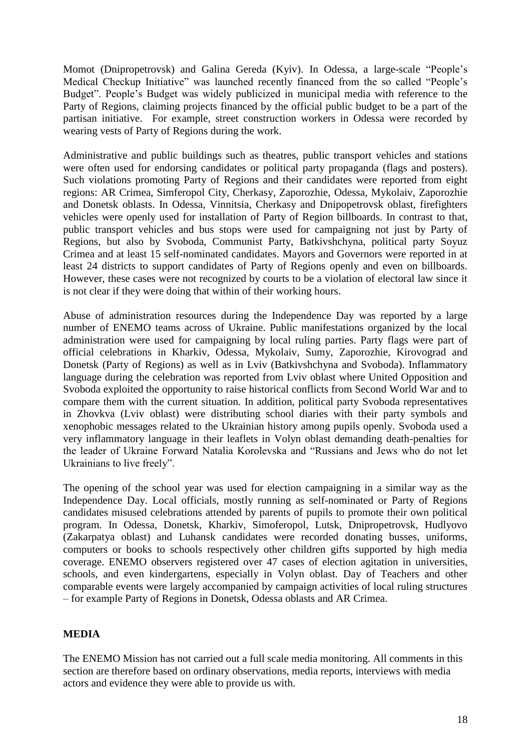Momot (Dnipropetrovsk) and Galina Gereda (Kyiv). In Odessa, a large-scale "People's Medical Checkup Initiative" was launched recently financed from the so called "People's Budget". People's Budget was widely publicized in municipal media with reference to the Party of Regions, claiming projects financed by the official public budget to be a part of the partisan initiative. For example, street construction workers in Odessa were recorded by wearing vests of Party of Regions during the work.

Administrative and public buildings such as theatres, public transport vehicles and stations were often used for endorsing candidates or political party propaganda (flags and posters). Such violations promoting Party of Regions and their candidates were reported from eight regions: AR Crimea, Simferopol City, Cherkasy, Zaporozhie, Odessa, Mykolaiv, Zaporozhie and Donetsk oblasts. In Odessa, Vinnitsia, Cherkasy and Dnipopetrovsk oblast, firefighters vehicles were openly used for installation of Party of Region billboards. In contrast to that, public transport vehicles and bus stops were used for campaigning not just by Party of Regions, but also by Svoboda, Communist Party, Batkivshchyna, political party Soyuz Crimea and at least 15 self-nominated candidates. Mayors and Governors were reported in at least 24 districts to support candidates of Party of Regions openly and even on billboards. However, these cases were not recognized by courts to be a violation of electoral law since it is not clear if they were doing that within of their working hours.

Abuse of administration resources during the Independence Day was reported by a large number of ENEMO teams across of Ukraine. Public manifestations organized by the local administration were used for campaigning by local ruling parties. Party flags were part of official celebrations in Kharkiv, Odessa, Mykolaiv, Sumy, Zaporozhie, Kirovograd and Donetsk (Party of Regions) as well as in Lviv (Batkivshchyna and Svoboda). Inflammatory language during the celebration was reported from Lviv oblast where United Opposition and Svoboda exploited the opportunity to raise historical conflicts from Second World War and to compare them with the current situation. In addition, political party Svoboda representatives in Zhovkva (Lviv oblast) were distributing school diaries with their party symbols and xenophobic messages related to the Ukrainian history among pupils openly. Svoboda used a very inflammatory language in their leaflets in Volyn oblast demanding death-penalties for the leader of Ukraine Forward Natalia Korolevska and "Russians and Jews who do not let Ukrainians to live freely".

The opening of the school year was used for election campaigning in a similar way as the Independence Day. Local officials, mostly running as self-nominated or Party of Regions candidates misused celebrations attended by parents of pupils to promote their own political program. In Odessa, Donetsk, Kharkiv, Simoferopol, Lutsk, Dnipropetrovsk, Hudlyovo (Zakarpatya oblast) and Luhansk candidates were recorded donating busses, uniforms, computers or books to schools respectively other children gifts supported by high media coverage. ENEMO observers registered over 47 cases of election agitation in universities, schools, and even kindergartens, especially in Volyn oblast. Day of Teachers and other comparable events were largely accompanied by campaign activities of local ruling structures – for example Party of Regions in Donetsk, Odessa oblasts and AR Crimea.

## MEDIA

The ENEMO Mission has not carried out a full scale media monitoring. All comments in this section are therefore based on ordinary observations, media reports, interviews with media actors and evidence they were able to provide us with.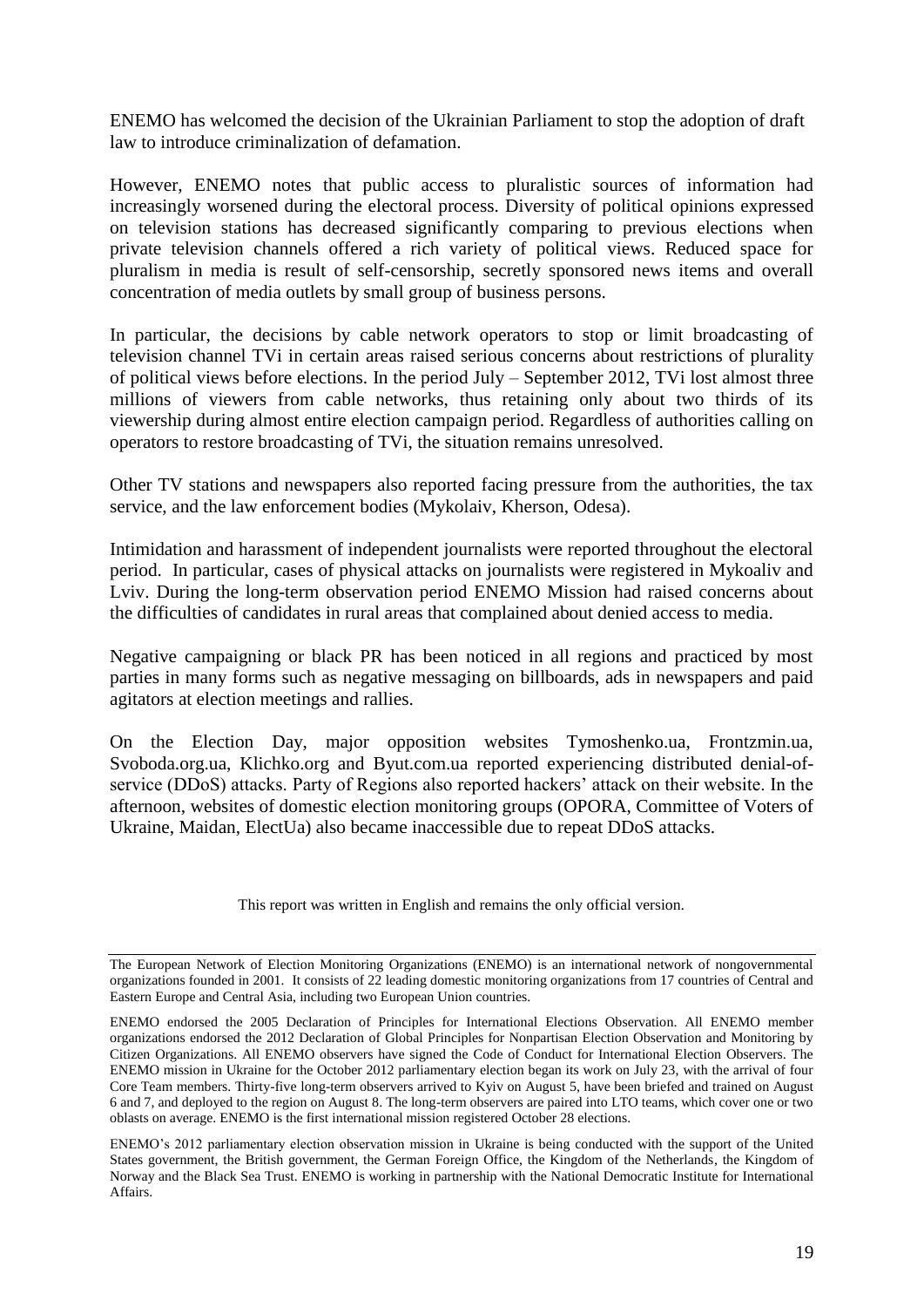ENEMO has welcomed the decision of the Ukrainian Parliament to stop the adoption of draft law to introduce criminalization of defamation.

However, ENEMO notes that public access to pluralistic sources of information had increasingly worsened during the electoral process. Diversity of political opinions expressed on television stations has decreased significantly comparing to previous elections when private television channels offered a rich variety of political views. Reduced space for pluralism in media is result of self-censorship, secretly sponsored news items and overall concentration of media outlets by small group of business persons.

In particular, the decisions by cable network operators to stop or limit broadcasting of television channel TVi in certain areas raised serious concerns about restrictions of plurality of political views before elections. In the period July – September 2012, TVi lost almost three millions of viewers from cable networks, thus retaining only about two thirds of its viewership during almost entire election campaign period. Regardless of authorities calling on operators to restore broadcasting of TVi, the situation remains unresolved.

Other TV stations and newspapers also reported facing pressure from the authorities, the tax service, and the law enforcement bodies (Mykolaiv, Kherson, Odesa).

Intimidation and harassment of independent journalists were reported throughout the electoral period. In particular, cases of physical attacks on journalists were registered in Mykoaliv and Lviv. During the long-term observation period ENEMO Mission had raised concerns about the difficulties of candidates in rural areas that complained about denied access to media.

Negative campaigning or black PR has been noticed in all regions and practiced by most parties in many forms such as negative messaging on billboards, ads in newspapers and paid agitators at election meetings and rallies.

On the Election Day, major opposition websites Tymoshenko.ua, Frontzmin.ua, Svoboda.org.ua, Klichko.org and Byut.com.ua reported experiencing distributed denial-of-service (DDoS) attacks. Party of Regions also reported hackers' attack on their website. In the afternoon, websites of domestic election monitoring groups (OPORA, Committee of Voters of Ukraine, Maidan, ElectUa) also became inaccessible due to repeat DDoS attacks.

This report was written in English and remains the only official version.

---

The European Network of Election Monitoring Organizations (ENEMO) is an international network of nongovernmental organizations founded in 2001. It consists of 22 leading domestic monitoring organizations from 17 countries of Central and Eastern Europe and Central Asia, including two European Union countries.

ENEMO endorsed the 2005 Declaration of Principles for International Elections Observation. All ENEMO member organizations endorsed the 2012 Declaration of Global Principles for Nonpartisan Election Observation and Monitoring by Citizen Organizations. All ENEMO observers have signed the Code of Conduct for International Election Observers. The ENEMO mission in Ukraine for the October 2012 parliamentary election began its work on July 23, with the arrival of four Core Team members. Thirty-five long-term observers arrived to Kyiv on August 5, have been briefed and trained on August 6 and 7, and deployed to the region on August 8. The long-term observers are paired into LTO teams, which cover one or two oblasts on average. ENEMO is the first international mission registered October 28 elections.

ENEMO's 2012 parliamentary election observation mission in Ukraine is being conducted with the support of the United States government, the British government, the German Foreign Office, the Kingdom of the Netherlands, the Kingdom of Norway and the Black Sea Trust. ENEMO is working in partnership with the National Democratic Institute for International Affairs.